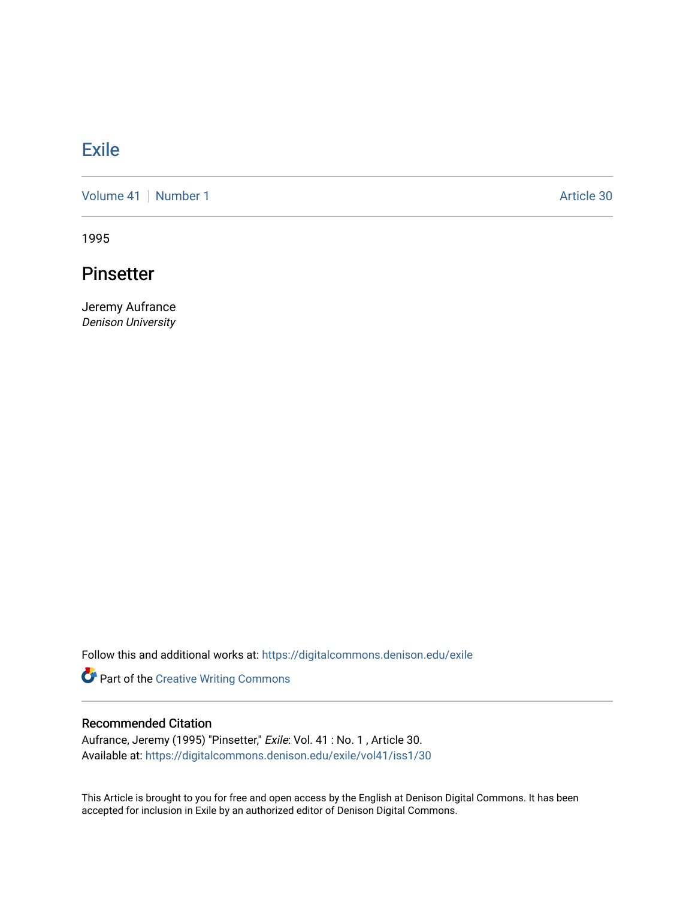# Exile

Volume 41 | Number 1 | Article 30

1995

## Pinsetter

Jeremy Aufrance
*Denison University*

Follow this and additional works at: https://digitalcommons.denison.edu/exile

Part of the Creative Writing Commons

### Recommended Citation

Aufrance, Jeremy (1995) "Pinsetter," *Exile*: Vol. 41 : No. 1 , Article 30.
Available at: https://digitalcommons.denison.edu/exile/vol41/iss1/30

This Article is brought to you for free and open access by the English at Denison Digital Commons. It has been accepted for inclusion in Exile by an authorized editor of Denison Digital Commons.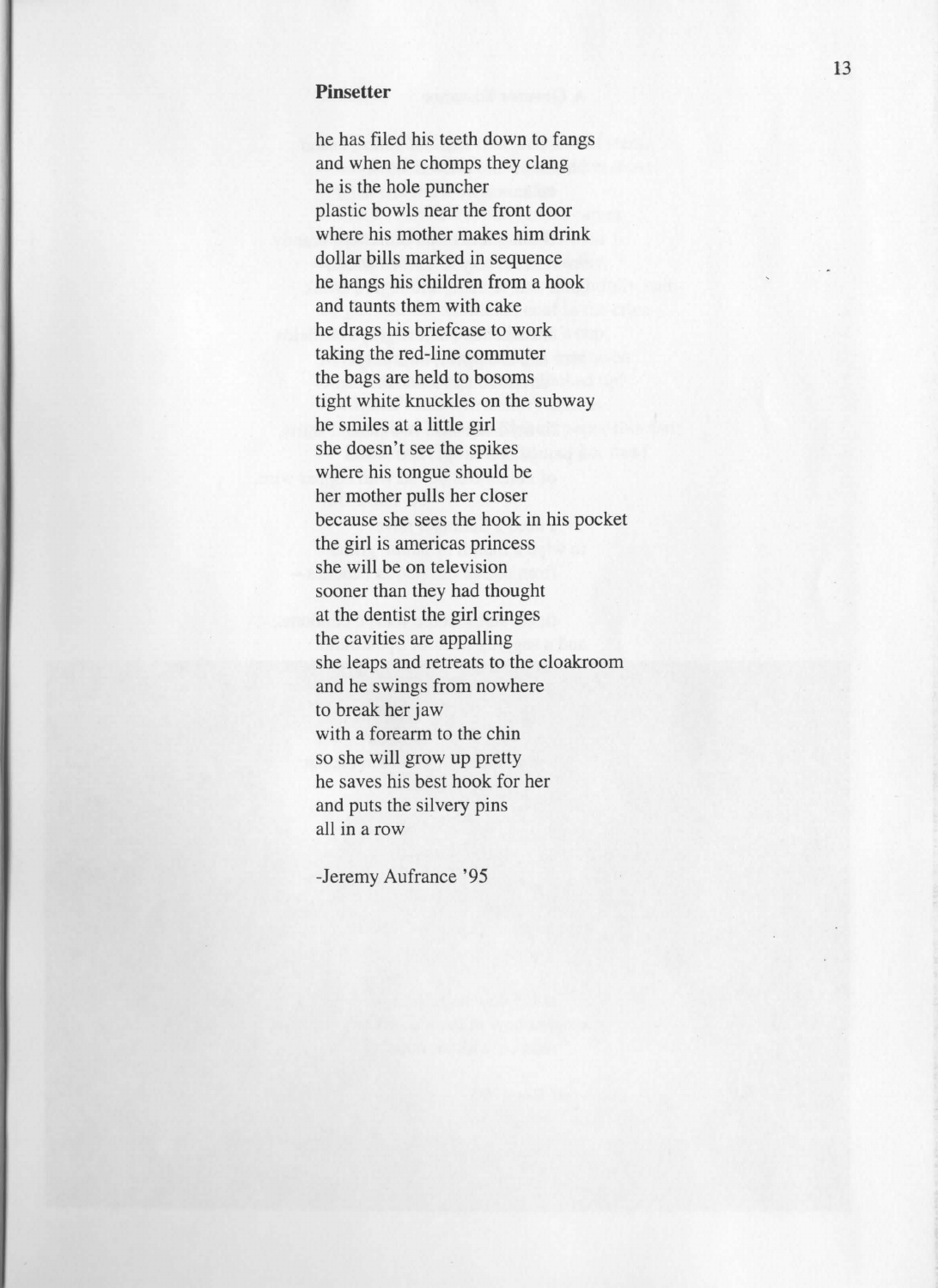**Pinsetter**

he has filed his teeth down to fangs
and when he chomps they clang
he is the hole puncher
plastic bowls near the front door
where his mother makes him drink
dollar bills marked in sequence
he hangs his children from a hook
and taunts them with cake
he drags his briefcase to work
taking the red-line commuter
the bags are held to bosoms
tight white knuckles on the subway
he smiles at a little girl
she doesn't see the spikes
where his tongue should be
her mother pulls her closer
because she sees the hook in his pocket
the girl is americas princess
she will be on television
sooner than they had thought
at the dentist the girl cringes
the cavities are appalling
she leaps and retreats to the cloakroom
and he swings from nowhere
to break her jaw
with a forearm to the chin
so she will grow up pretty
he saves his best hook for her
and puts the silvery pins
all in a row

-Jeremy Aufrance '95